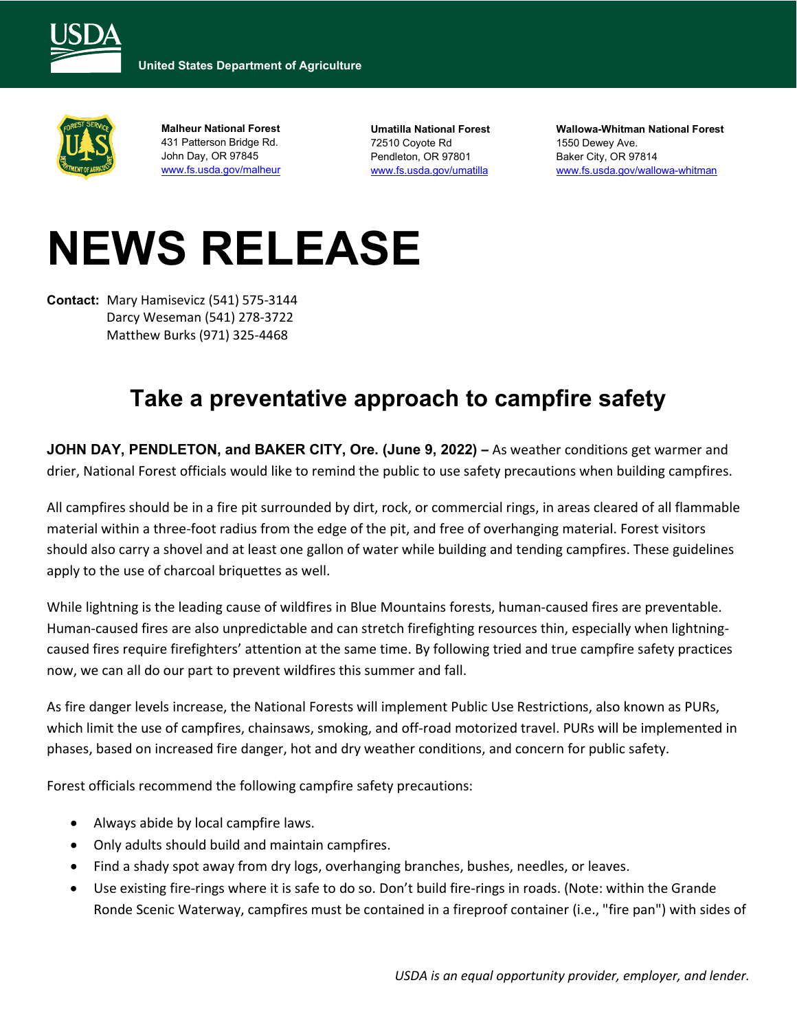United States Department of Agriculture

**Malheur National Forest**
431 Patterson Bridge Rd.
John Day, OR 97845
www.fs.usda.gov/malheur

**Umatilla National Forest**
72510 Coyote Rd
Pendleton, OR 97801
www.fs.usda.gov/umatilla

**Wallowa-Whitman National Forest**
1550 Dewey Ave.
Baker City, OR 97814
www.fs.usda.gov/wallowa-whitman

# NEWS RELEASE

**Contact:** Mary Hamisevicz (541) 575-3144
Darcy Weseman (541) 278-3722
Matthew Burks (971) 325-4468

## Take a preventative approach to campfire safety

**JOHN DAY, PENDLETON, and BAKER CITY, Ore. (June 9, 2022) –** As weather conditions get warmer and drier, National Forest officials would like to remind the public to use safety precautions when building campfires.

All campfires should be in a fire pit surrounded by dirt, rock, or commercial rings, in areas cleared of all flammable material within a three-foot radius from the edge of the pit, and free of overhanging material. Forest visitors should also carry a shovel and at least one gallon of water while building and tending campfires. These guidelines apply to the use of charcoal briquettes as well.

While lightning is the leading cause of wildfires in Blue Mountains forests, human-caused fires are preventable. Human-caused fires are also unpredictable and can stretch firefighting resources thin, especially when lightning-caused fires require firefighters' attention at the same time. By following tried and true campfire safety practices now, we can all do our part to prevent wildfires this summer and fall.

As fire danger levels increase, the National Forests will implement Public Use Restrictions, also known as PURs, which limit the use of campfires, chainsaws, smoking, and off-road motorized travel. PURs will be implemented in phases, based on increased fire danger, hot and dry weather conditions, and concern for public safety.

Forest officials recommend the following campfire safety precautions:

- Always abide by local campfire laws.
- Only adults should build and maintain campfires.
- Find a shady spot away from dry logs, overhanging branches, bushes, needles, or leaves.
- Use existing fire-rings where it is safe to do so. Don't build fire-rings in roads. (Note: within the Grande Ronde Scenic Waterway, campfires must be contained in a fireproof container (i.e., "fire pan") with sides of

*USDA is an equal opportunity provider, employer, and lender.*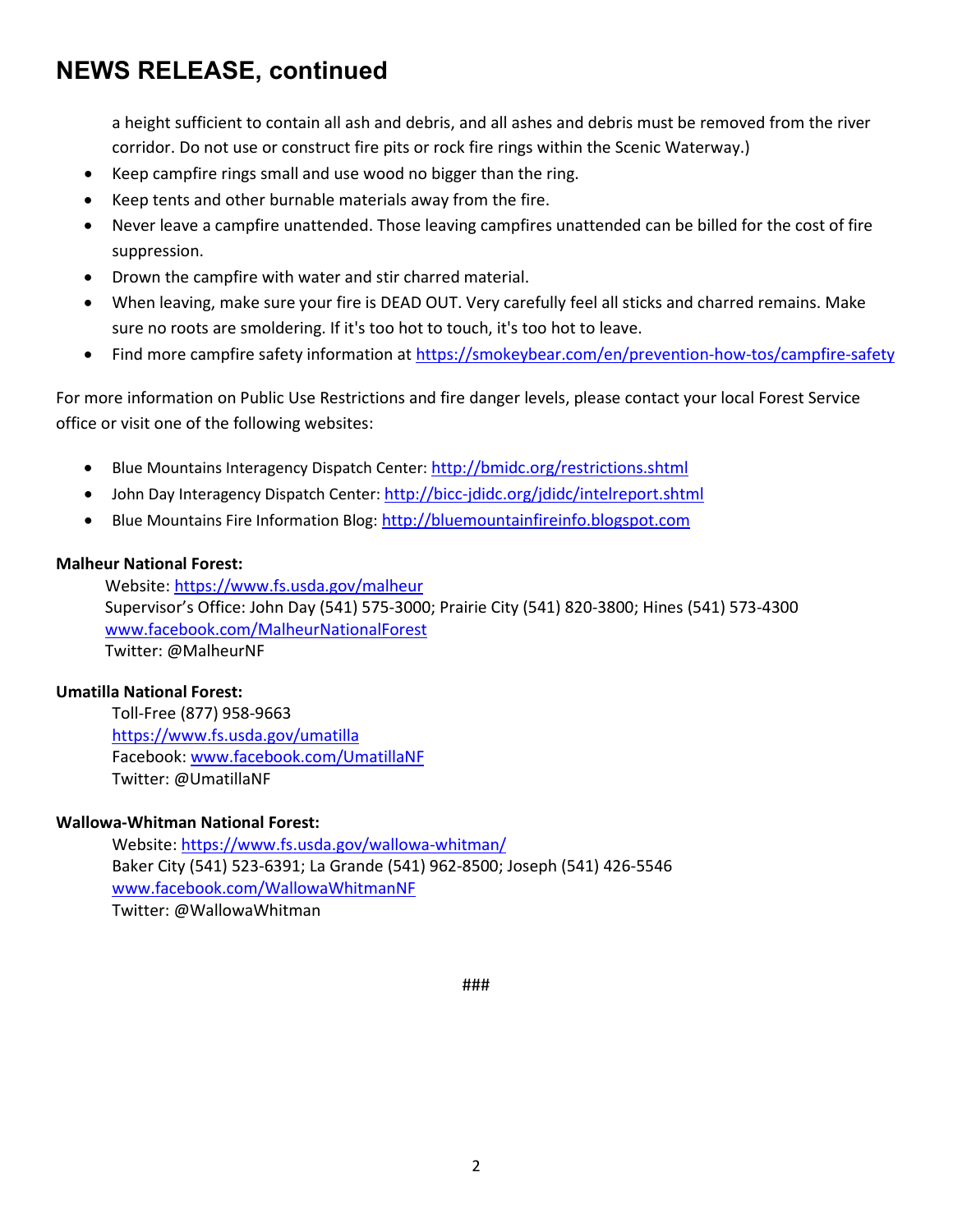# NEWS RELEASE, continued

a height sufficient to contain all ash and debris, and all ashes and debris must be removed from the river corridor. Do not use or construct fire pits or rock fire rings within the Scenic Waterway.)

- Keep campfire rings small and use wood no bigger than the ring.
- Keep tents and other burnable materials away from the fire.
- Never leave a campfire unattended. Those leaving campfires unattended can be billed for the cost of fire suppression.
- Drown the campfire with water and stir charred material.
- When leaving, make sure your fire is DEAD OUT. Very carefully feel all sticks and charred remains. Make sure no roots are smoldering. If it's too hot to touch, it's too hot to leave.
- Find more campfire safety information at https://smokeybear.com/en/prevention-how-tos/campfire-safety

For more information on Public Use Restrictions and fire danger levels, please contact your local Forest Service office or visit one of the following websites:

- Blue Mountains Interagency Dispatch Center: http://bmidc.org/restrictions.shtml
- John Day Interagency Dispatch Center: http://bicc-jdidc.org/jdidc/intelreport.shtml
- Blue Mountains Fire Information Blog: http://bluemountainfireinfo.blogspot.com

**Malheur National Forest:**

Website: https://www.fs.usda.gov/malheur
Supervisor's Office: John Day (541) 575-3000; Prairie City (541) 820-3800; Hines (541) 573-4300
www.facebook.com/MalheurNationalForest
Twitter: @MalheurNF

**Umatilla National Forest:**

Toll-Free (877) 958-9663
https://www.fs.usda.gov/umatilla
Facebook: www.facebook.com/UmatillaNF
Twitter: @UmatillaNF

**Wallowa-Whitman National Forest:**

Website: https://www.fs.usda.gov/wallowa-whitman/
Baker City (541) 523-6391; La Grande (541) 962-8500; Joseph (541) 426-5546
www.facebook.com/WallowaWhitmanNF
Twitter: @WallowaWhitman

###